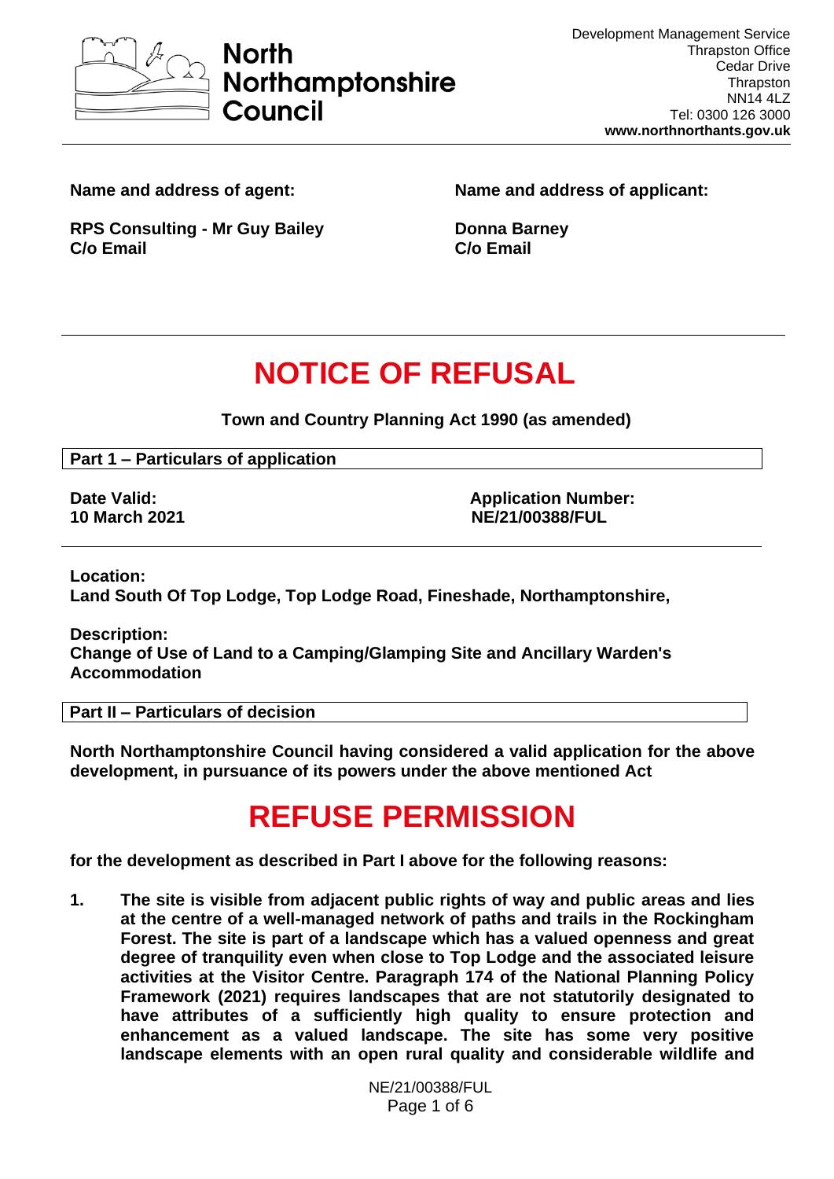**North Northamptonshire Council**

Development Management Service
Thrapston Office
Cedar Drive
Thrapston
NN14 4LZ
Tel: 0300 126 3000
**www.northnorthants.gov.uk**

---

**Name and address of agent:**

**RPS Consulting - Mr Guy Bailey**
**C/o Email**

**Name and address of applicant:**

**Donna Barney**
**C/o Email**

---

# NOTICE OF REFUSAL

**Town and Country Planning Act 1990 (as amended)**

**Part 1 – Particulars of application**

**Date Valid:**
**10 March 2021**

**Application Number:**
**NE/21/00388/FUL**

---

**Location:**
**Land South Of Top Lodge, Top Lodge Road, Fineshade, Northamptonshire,**

**Description:**
**Change of Use of Land to a Camping/Glamping Site and Ancillary Warden's Accommodation**

**Part II – Particulars of decision**

**North Northamptonshire Council having considered a valid application for the above development, in pursuance of its powers under the above mentioned Act**

# REFUSE PERMISSION

**for the development as described in Part I above for the following reasons:**

1. **The site is visible from adjacent public rights of way and public areas and lies at the centre of a well-managed network of paths and trails in the Rockingham Forest. The site is part of a landscape which has a valued openness and great degree of tranquility even when close to Top Lodge and the associated leisure activities at the Visitor Centre. Paragraph 174 of the National Planning Policy Framework (2021) requires landscapes that are not statutorily designated to have attributes of a sufficiently high quality to ensure protection and enhancement as a valued landscape. The site has some very positive landscape elements with an open rural quality and considerable wildlife and**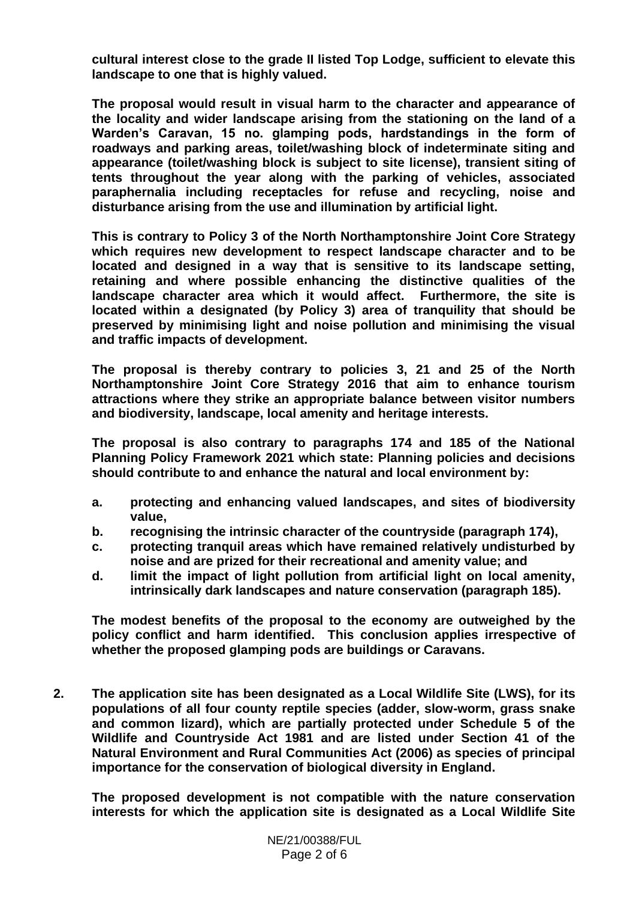**cultural interest close to the grade II listed Top Lodge, sufficient to elevate this landscape to one that is highly valued.**

**The proposal would result in visual harm to the character and appearance of the locality and wider landscape arising from the stationing on the land of a Warden's Caravan, 15 no. glamping pods, hardstandings in the form of roadways and parking areas, toilet/washing block of indeterminate siting and appearance (toilet/washing block is subject to site license), transient siting of tents throughout the year along with the parking of vehicles, associated paraphernalia including receptacles for refuse and recycling, noise and disturbance arising from the use and illumination by artificial light.**

**This is contrary to Policy 3 of the North Northamptonshire Joint Core Strategy which requires new development to respect landscape character and to be located and designed in a way that is sensitive to its landscape setting, retaining and where possible enhancing the distinctive qualities of the landscape character area which it would affect. Furthermore, the site is located within a designated (by Policy 3) area of tranquility that should be preserved by minimising light and noise pollution and minimising the visual and traffic impacts of development.**

**The proposal is thereby contrary to policies 3, 21 and 25 of the North Northamptonshire Joint Core Strategy 2016 that aim to enhance tourism attractions where they strike an appropriate balance between visitor numbers and biodiversity, landscape, local amenity and heritage interests.**

**The proposal is also contrary to paragraphs 174 and 185 of the National Planning Policy Framework 2021 which state: Planning policies and decisions should contribute to and enhance the natural and local environment by:**

- **a. protecting and enhancing valued landscapes, and sites of biodiversity value,**
- **b. recognising the intrinsic character of the countryside (paragraph 174),**
- **c. protecting tranquil areas which have remained relatively undisturbed by noise and are prized for their recreational and amenity value; and**
- **d. limit the impact of light pollution from artificial light on local amenity, intrinsically dark landscapes and nature conservation (paragraph 185).**

**The modest benefits of the proposal to the economy are outweighed by the policy conflict and harm identified. This conclusion applies irrespective of whether the proposed glamping pods are buildings or Caravans.**

**2. The application site has been designated as a Local Wildlife Site (LWS), for its populations of all four county reptile species (adder, slow-worm, grass snake and common lizard), which are partially protected under Schedule 5 of the Wildlife and Countryside Act 1981 and are listed under Section 41 of the Natural Environment and Rural Communities Act (2006) as species of principal importance for the conservation of biological diversity in England.**

**The proposed development is not compatible with the nature conservation interests for which the application site is designated as a Local Wildlife Site**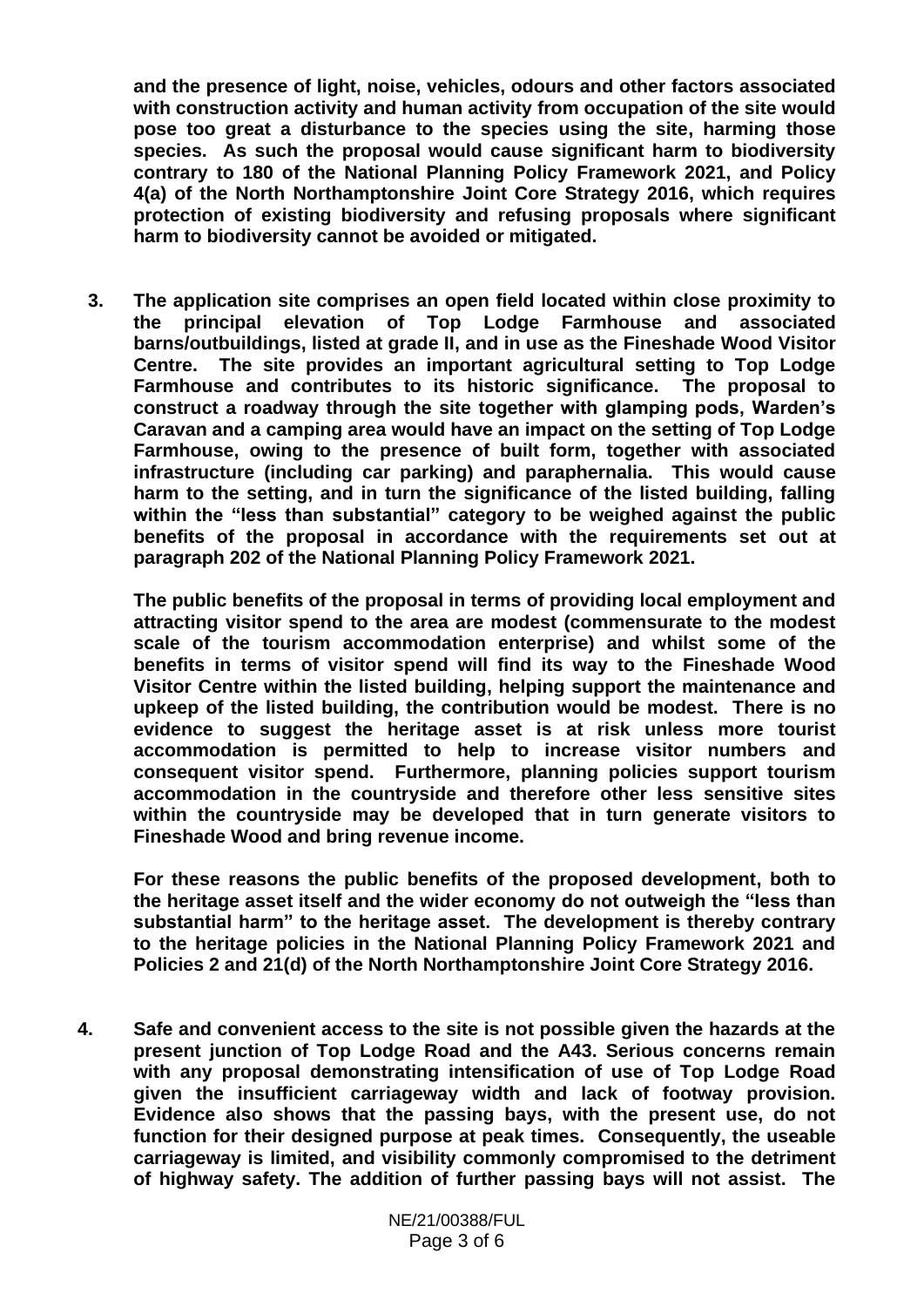**and the presence of light, noise, vehicles, odours and other factors associated with construction activity and human activity from occupation of the site would pose too great a disturbance to the species using the site, harming those species. As such the proposal would cause significant harm to biodiversity contrary to 180 of the National Planning Policy Framework 2021, and Policy 4(a) of the North Northamptonshire Joint Core Strategy 2016, which requires protection of existing biodiversity and refusing proposals where significant harm to biodiversity cannot be avoided or mitigated.**

3. **The application site comprises an open field located within close proximity to the principal elevation of Top Lodge Farmhouse and associated barns/outbuildings, listed at grade II, and in use as the Fineshade Wood Visitor Centre. The site provides an important agricultural setting to Top Lodge Farmhouse and contributes to its historic significance. The proposal to construct a roadway through the site together with glamping pods, Warden's Caravan and a camping area would have an impact on the setting of Top Lodge Farmhouse, owing to the presence of built form, together with associated infrastructure (including car parking) and paraphernalia. This would cause harm to the setting, and in turn the significance of the listed building, falling within the "less than substantial" category to be weighed against the public benefits of the proposal in accordance with the requirements set out at paragraph 202 of the National Planning Policy Framework 2021.**

   **The public benefits of the proposal in terms of providing local employment and attracting visitor spend to the area are modest (commensurate to the modest scale of the tourism accommodation enterprise) and whilst some of the benefits in terms of visitor spend will find its way to the Fineshade Wood Visitor Centre within the listed building, helping support the maintenance and upkeep of the listed building, the contribution would be modest. There is no evidence to suggest the heritage asset is at risk unless more tourist accommodation is permitted to help to increase visitor numbers and consequent visitor spend. Furthermore, planning policies support tourism accommodation in the countryside and therefore other less sensitive sites within the countryside may be developed that in turn generate visitors to Fineshade Wood and bring revenue income.**

   **For these reasons the public benefits of the proposed development, both to the heritage asset itself and the wider economy do not outweigh the "less than substantial harm" to the heritage asset. The development is thereby contrary to the heritage policies in the National Planning Policy Framework 2021 and Policies 2 and 21(d) of the North Northamptonshire Joint Core Strategy 2016.**

4. **Safe and convenient access to the site is not possible given the hazards at the present junction of Top Lodge Road and the A43. Serious concerns remain with any proposal demonstrating intensification of use of Top Lodge Road given the insufficient carriageway width and lack of footway provision. Evidence also shows that the passing bays, with the present use, do not function for their designed purpose at peak times. Consequently, the useable carriageway is limited, and visibility commonly compromised to the detriment of highway safety. The addition of further passing bays will not assist. The**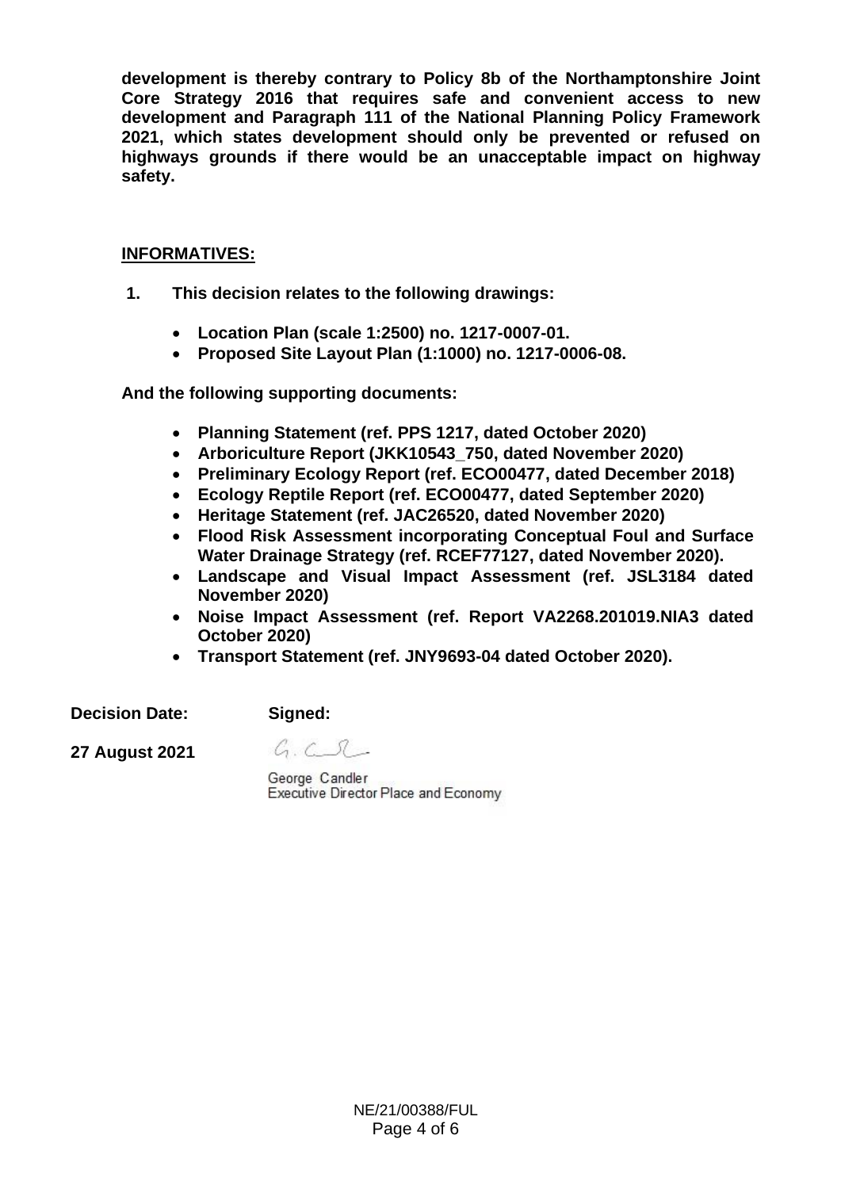**development is thereby contrary to Policy 8b of the Northamptonshire Joint Core Strategy 2016 that requires safe and convenient access to new development and Paragraph 111 of the National Planning Policy Framework 2021, which states development should only be prevented or refused on highways grounds if there would be an unacceptable impact on highway safety.**

**<u>INFORMATIVES:</u>**

**1. This decision relates to the following drawings:**

- **Location Plan (scale 1:2500) no. 1217-0007-01.**
- **Proposed Site Layout Plan (1:1000) no. 1217-0006-08.**

**And the following supporting documents:**

- **Planning Statement (ref. PPS 1217, dated October 2020)**
- **Arboriculture Report (JKK10543_750, dated November 2020)**
- **Preliminary Ecology Report (ref. ECO00477, dated December 2018)**
- **Ecology Reptile Report (ref. ECO00477, dated September 2020)**
- **Heritage Statement (ref. JAC26520, dated November 2020)**
- **Flood Risk Assessment incorporating Conceptual Foul and Surface Water Drainage Strategy (ref. RCEF77127, dated November 2020).**
- **Landscape and Visual Impact Assessment (ref. JSL3184 dated November 2020)**
- **Noise Impact Assessment (ref. Report VA2268.201019.NIA3 dated October 2020)**
- **Transport Statement (ref. JNY9693-04 dated October 2020).**

**Decision Date:** **Signed:**

**27 August 2021**

George Candler
Executive Director Place and Economy

NE/21/00388/FUL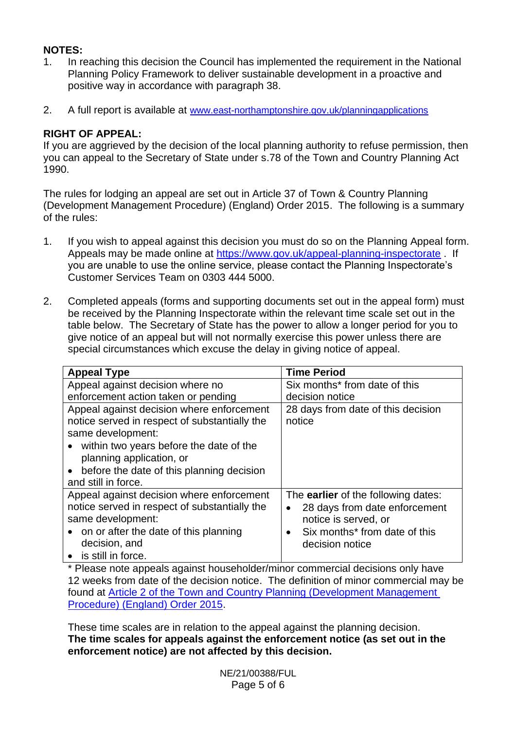**NOTES:**

1. In reaching this decision the Council has implemented the requirement in the National Planning Policy Framework to deliver sustainable development in a proactive and positive way in accordance with paragraph 38.

2. A full report is available at www.east-northamptonshire.gov.uk/planningapplications

**RIGHT OF APPEAL:**

If you are aggrieved by the decision of the local planning authority to refuse permission, then you can appeal to the Secretary of State under s.78 of the Town and Country Planning Act 1990.

The rules for lodging an appeal are set out in Article 37 of Town & Country Planning (Development Management Procedure) (England) Order 2015. The following is a summary of the rules:

1. If you wish to appeal against this decision you must do so on the Planning Appeal form. Appeals may be made online at https://www.gov.uk/appeal-planning-inspectorate . If you are unable to use the online service, please contact the Planning Inspectorate's Customer Services Team on 0303 444 5000.

2. Completed appeals (forms and supporting documents set out in the appeal form) must be received by the Planning Inspectorate within the relevant time scale set out in the table below. The Secretary of State has the power to allow a longer period for you to give notice of an appeal but will not normally exercise this power unless there are special circumstances which excuse the delay in giving notice of appeal.

| **Appeal Type** | **Time Period** |
|---|---|
| Appeal against decision where no enforcement action taken or pending | Six months* from date of this decision notice |
| Appeal against decision where enforcement notice served in respect of substantially the same development:<br>• within two years before the date of the planning application, or<br>• before the date of this planning decision<br>and still in force. | 28 days from date of this decision notice |
| Appeal against decision where enforcement notice served in respect of substantially the same development:<br>• on or after the date of this planning decision, and<br>• is still in force. | The **earlier** of the following dates:<br>• 28 days from date enforcement notice is served, or<br>• Six months* from date of this decision notice |

* Please note appeals against householder/minor commercial decisions only have 12 weeks from date of the decision notice. The definition of minor commercial may be found at Article 2 of the Town and Country Planning (Development Management Procedure) (England) Order 2015.

These time scales are in relation to the appeal against the planning decision. **The time scales for appeals against the enforcement notice (as set out in the enforcement notice) are not affected by this decision.**

NE/21/00388/FUL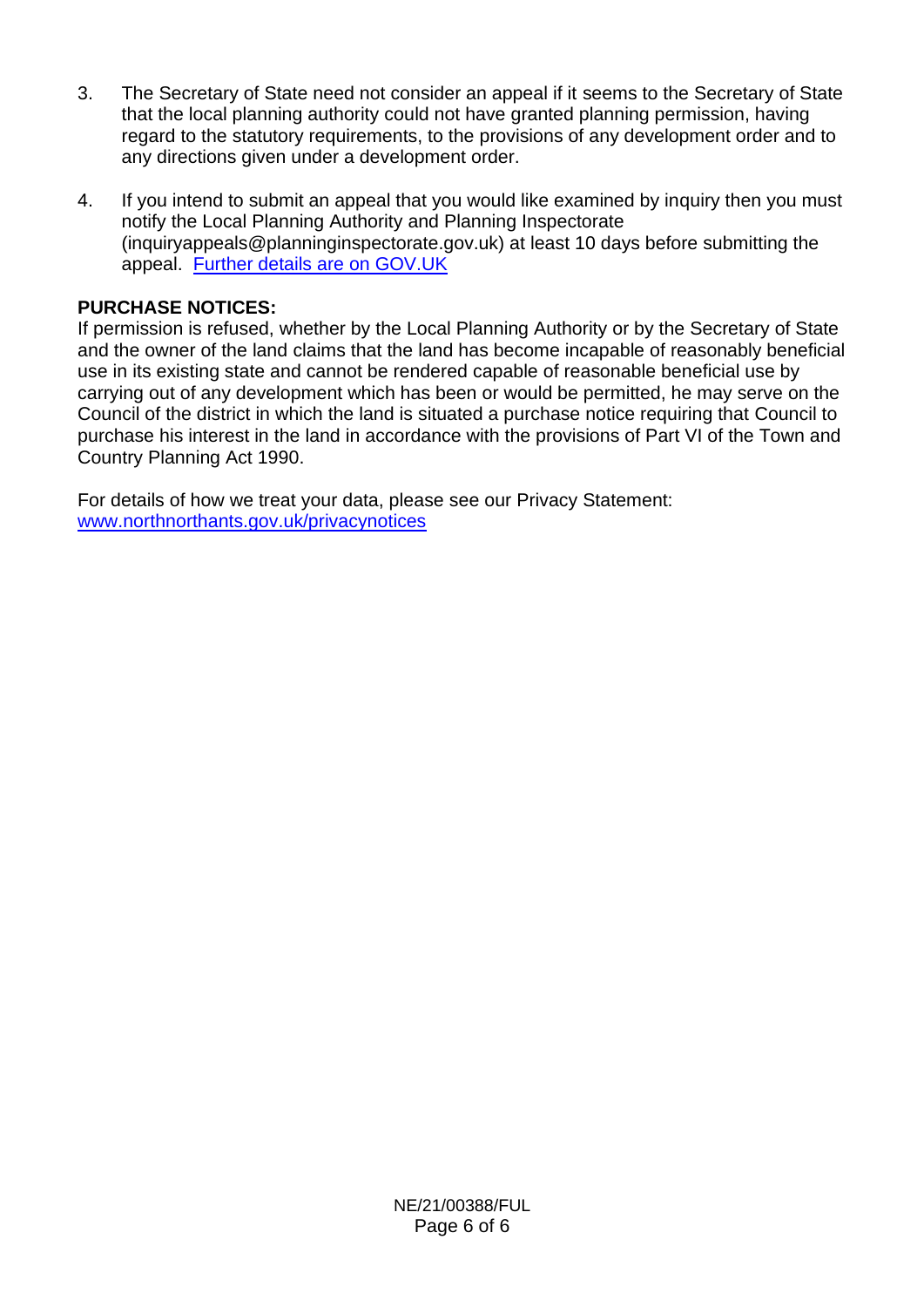3. The Secretary of State need not consider an appeal if it seems to the Secretary of State that the local planning authority could not have granted planning permission, having regard to the statutory requirements, to the provisions of any development order and to any directions given under a development order.

4. If you intend to submit an appeal that you would like examined by inquiry then you must notify the Local Planning Authority and Planning Inspectorate (inquiryappeals@planninginspectorate.gov.uk) at least 10 days before submitting the appeal. Further details are on GOV.UK

**PURCHASE NOTICES:**

If permission is refused, whether by the Local Planning Authority or by the Secretary of State and the owner of the land claims that the land has become incapable of reasonably beneficial use in its existing state and cannot be rendered capable of reasonable beneficial use by carrying out of any development which has been or would be permitted, he may serve on the Council of the district in which the land is situated a purchase notice requiring that Council to purchase his interest in the land in accordance with the provisions of Part VI of the Town and Country Planning Act 1990.

For details of how we treat your data, please see our Privacy Statement: www.northnorthants.gov.uk/privacynotices

NE/21/00388/FUL